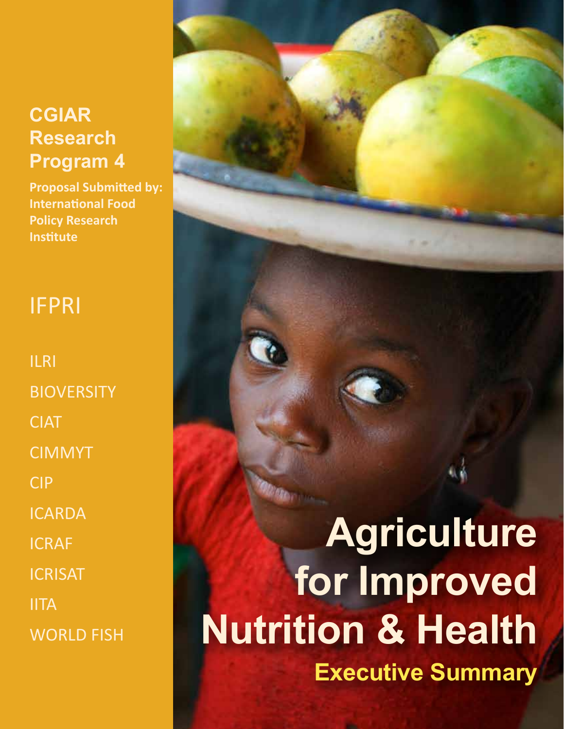**CGIAR Research Program 4**

**Proposal Submitted by: International Food Policy Research Institute**

IFPRI

ILRI

BIOVERSITY

CIAT

CIMMYT

CIP

ICARDA

ICRAF

ICRISAT

IITA

WORLD FISH

# Agriculture for Improved Nutrition & Health

## Executive Summary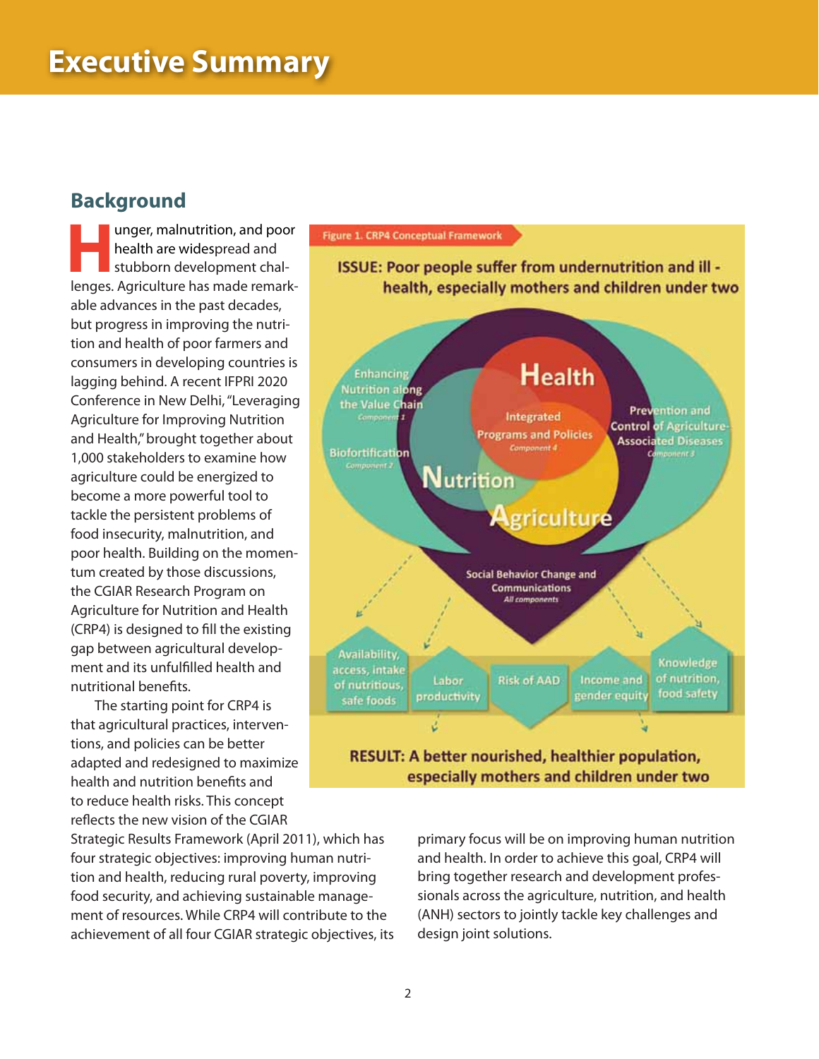# Executive Summary

## Background

Hunger, malnutrition, and poor health are widespread and stubborn development challenges. Agriculture has made remarkable advances in the past decades, but progress in improving the nutrition and health of poor farmers and consumers in developing countries is lagging behind. A recent IFPRI 2020 Conference in New Delhi, "Leveraging Agriculture for Improving Nutrition and Health," brought together about 1,000 stakeholders to examine how agriculture could be energized to become a more powerful tool to tackle the persistent problems of food insecurity, malnutrition, and poor health. Building on the momentum created by those discussions, the CGIAR Research Program on Agriculture for Nutrition and Health (CRP4) is designed to fill the existing gap between agricultural development and its unfulfilled health and nutritional benefits.

The starting point for CRP4 is that agricultural practices, interventions, and policies can be better adapted and redesigned to maximize health and nutrition benefits and to reduce health risks. This concept reflects the new vision of the CGIAR Strategic Results Framework (April 2011), which has four strategic objectives: improving human nutrition and health, reducing rural poverty, improving food security, and achieving sustainable management of resources. While CRP4 will contribute to the achievement of all four CGIAR strategic objectives, its primary focus will be on improving human nutrition and health. In order to achieve this goal, CRP4 will bring together research and development professionals across the agriculture, nutrition, and health (ANH) sectors to jointly tackle key challenges and design joint solutions.

Figure 1. CRP4 Conceptual Framework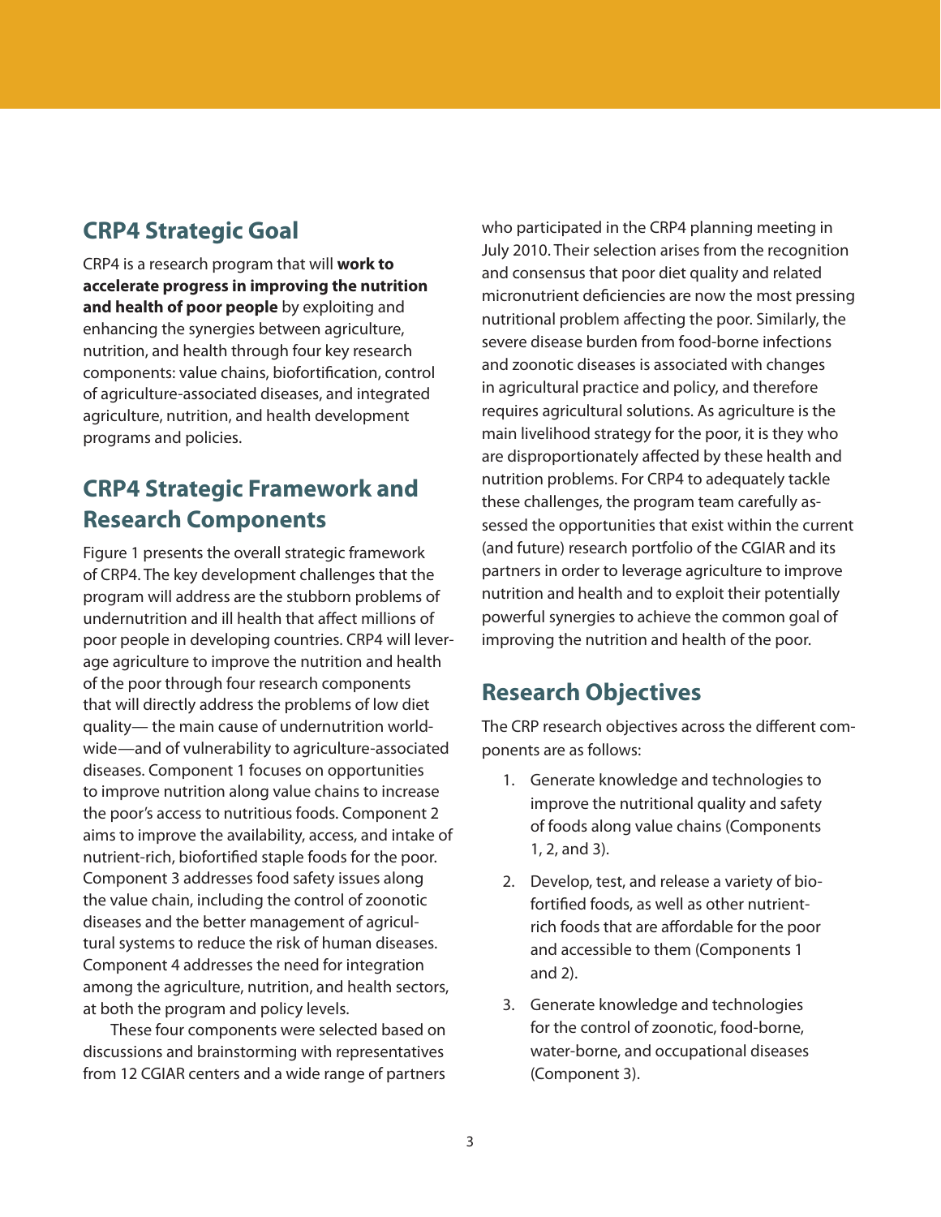## CRP4 Strategic Goal

CRP4 is a research program that will **work to accelerate progress in improving the nutrition and health of poor people** by exploiting and enhancing the synergies between agriculture, nutrition, and health through four key research components: value chains, biofortification, control of agriculture-associated diseases, and integrated agriculture, nutrition, and health development programs and policies.

## CRP4 Strategic Framework and Research Components

Figure 1 presents the overall strategic framework of CRP4. The key development challenges that the program will address are the stubborn problems of undernutrition and ill health that affect millions of poor people in developing countries. CRP4 will leverage agriculture to improve the nutrition and health of the poor through four research components that will directly address the problems of low diet quality— the main cause of undernutrition worldwide—and of vulnerability to agriculture-associated diseases. Component 1 focuses on opportunities to improve nutrition along value chains to increase the poor's access to nutritious foods. Component 2 aims to improve the availability, access, and intake of nutrient-rich, biofortified staple foods for the poor. Component 3 addresses food safety issues along the value chain, including the control of zoonotic diseases and the better management of agricultural systems to reduce the risk of human diseases. Component 4 addresses the need for integration among the agriculture, nutrition, and health sectors, at both the program and policy levels.

These four components were selected based on discussions and brainstorming with representatives from 12 CGIAR centers and a wide range of partners who participated in the CRP4 planning meeting in July 2010. Their selection arises from the recognition and consensus that poor diet quality and related micronutrient deficiencies are now the most pressing nutritional problem affecting the poor. Similarly, the severe disease burden from food-borne infections and zoonotic diseases is associated with changes in agricultural practice and policy, and therefore requires agricultural solutions. As agriculture is the main livelihood strategy for the poor, it is they who are disproportionately affected by these health and nutrition problems. For CRP4 to adequately tackle these challenges, the program team carefully assessed the opportunities that exist within the current (and future) research portfolio of the CGIAR and its partners in order to leverage agriculture to improve nutrition and health and to exploit their potentially powerful synergies to achieve the common goal of improving the nutrition and health of the poor.

## Research Objectives

The CRP research objectives across the different components are as follows:

1. Generate knowledge and technologies to improve the nutritional quality and safety of foods along value chains (Components 1, 2, and 3).
2. Develop, test, and release a variety of biofortified foods, as well as other nutrient-rich foods that are affordable for the poor and accessible to them (Components 1 and 2).
3. Generate knowledge and technologies for the control of zoonotic, food-borne, water-borne, and occupational diseases (Component 3).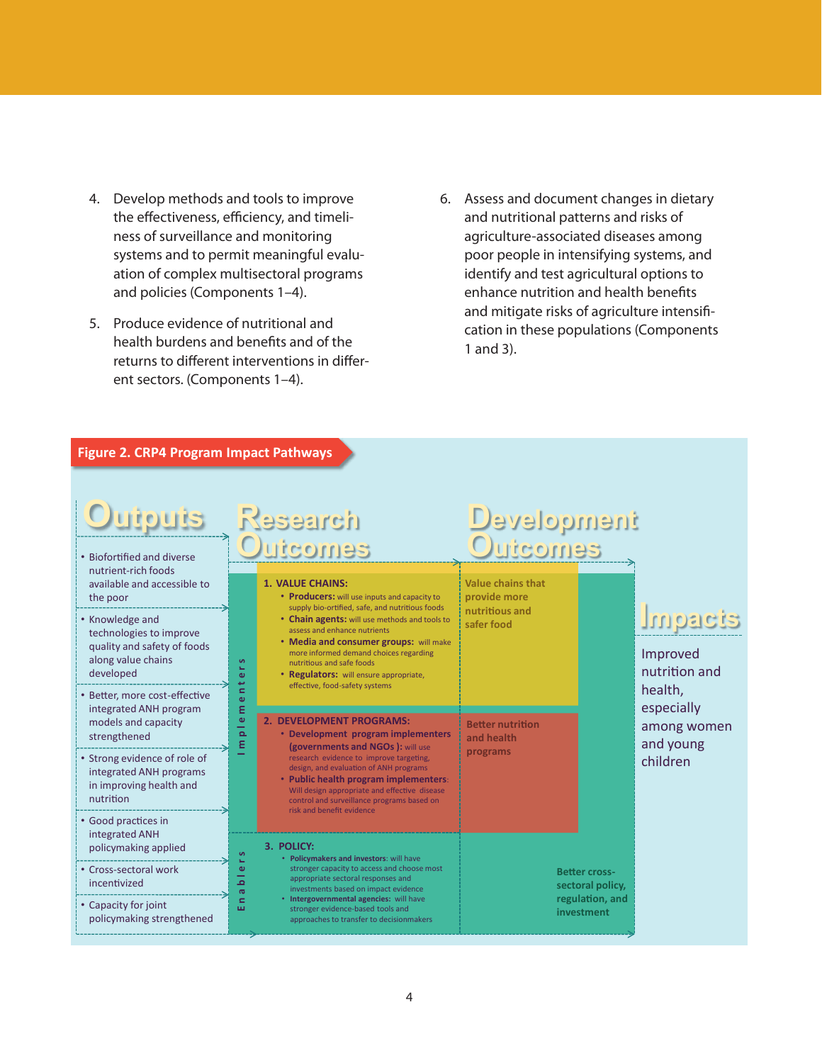4. Develop methods and tools to improve the effectiveness, efficiency, and timeliness of surveillance and monitoring systems and to permit meaningful evaluation of complex multisectoral programs and policies (Components 1–4).

5. Produce evidence of nutritional and health burdens and benefits and of the returns to different interventions in different sectors. (Components 1–4).

6. Assess and document changes in dietary and nutritional patterns and risks of agriculture-associated diseases among poor people in intensifying systems, and identify and test agricultural options to enhance nutrition and health benefits and mitigate risks of agriculture intensification in these populations (Components 1 and 3).

**Figure 2. CRP4 Program Impact Pathways**

## Outputs

- Biofortified and diverse nutrient-rich foods available and accessible to the poor
- Knowledge and technologies to improve quality and safety of foods along value chains developed
- Better, more cost-effective integrated ANH program models and capacity strengthened
- Strong evidence of role of integrated ANH programs in improving health and nutrition
- Good practices in integrated ANH policymaking applied
- Cross-sectoral work incentivized
- Capacity for joint policymaking strengthened

## Research Outcomes

*Implementers*

**1. VALUE CHAINS:**

- **Producers:** will use inputs and capacity to supply bio-ortified, safe, and nutritious foods
- **Chain agents:** will use methods and tools to assess and enhance nutrients
- **Media and consumer groups:** will make more informed demand choices regarding nutritious and safe foods
- **Regulators:** will ensure appropriate, effective, food-safety systems

**2. DEVELOPMENT PROGRAMS:**

- **Development program implementers (governments and NGOs):** will use research evidence to improve targeting, design, and evaluation of ANH programs
- **Public health program implementers:** Will design appropriate and effective disease control and surveillance programs based on risk and benefit evidence

*Enablers*

**3. POLICY:**

- **Policymakers and investors:** will have stronger capacity to access and choose most appropriate sectoral responses and investments based on impact evidence
- **Intergovernmental agencies:** will have stronger evidence-based tools and approaches to transfer to decisionmakers

## Development Outcomes

- Value chains that provide more nutritious and safer food
- Better nutrition and health programs
- Better cross-sectoral policy, regulation, and investment

## Impacts

Improved nutrition and health, especially among women and young children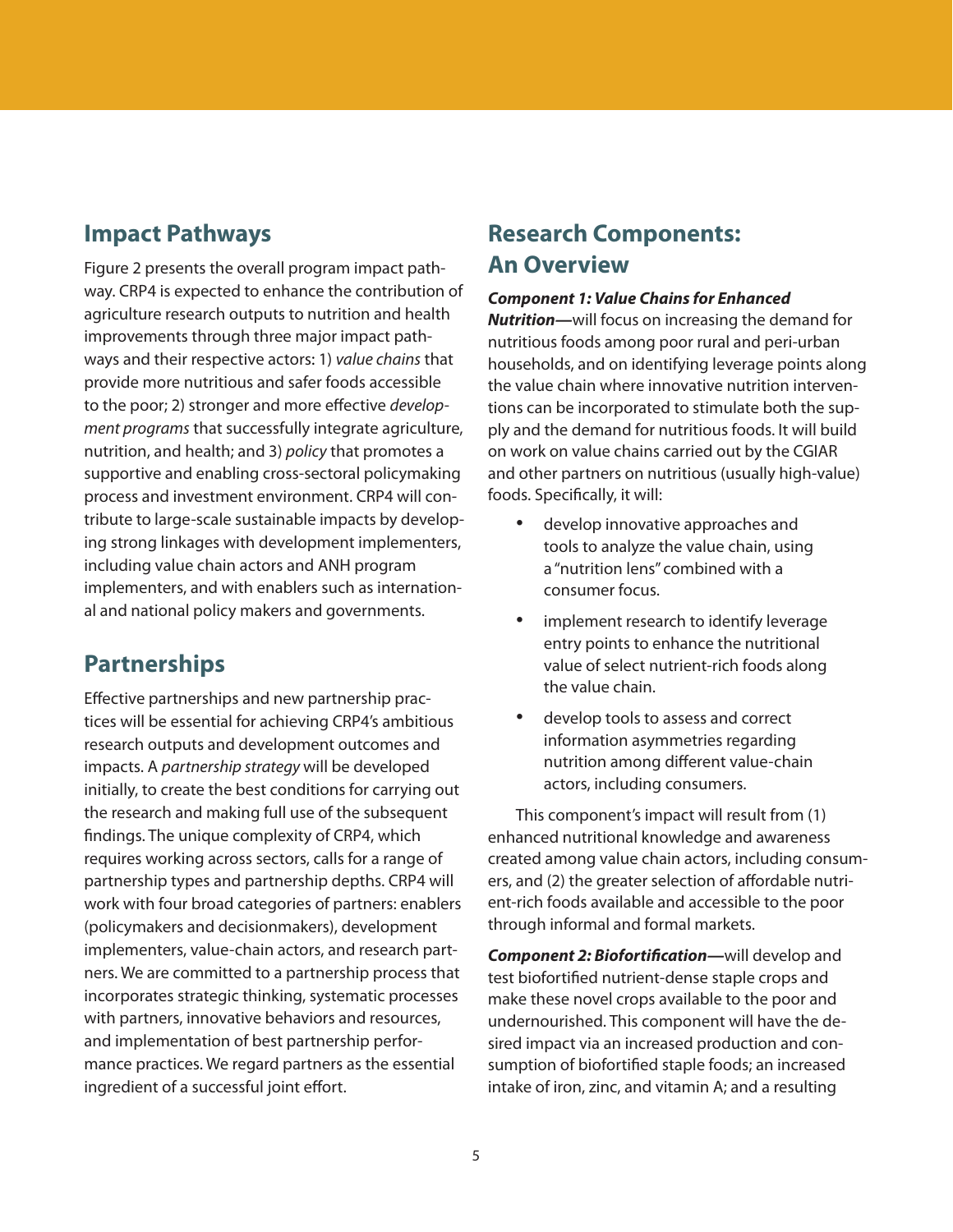## Impact Pathways

Figure 2 presents the overall program impact pathway. CRP4 is expected to enhance the contribution of agriculture research outputs to nutrition and health improvements through three major impact pathways and their respective actors: 1) *value chains* that provide more nutritious and safer foods accessible to the poor; 2) stronger and more effective *development programs* that successfully integrate agriculture, nutrition, and health; and 3) *policy* that promotes a supportive and enabling cross-sectoral policymaking process and investment environment. CRP4 will contribute to large-scale sustainable impacts by developing strong linkages with development implementers, including value chain actors and ANH program implementers, and with enablers such as international and national policy makers and governments.

## Partnerships

Effective partnerships and new partnership practices will be essential for achieving CRP4's ambitious research outputs and development outcomes and impacts. A *partnership strategy* will be developed initially, to create the best conditions for carrying out the research and making full use of the subsequent findings. The unique complexity of CRP4, which requires working across sectors, calls for a range of partnership types and partnership depths. CRP4 will work with four broad categories of partners: enablers (policymakers and decisionmakers), development implementers, value-chain actors, and research partners. We are committed to a partnership process that incorporates strategic thinking, systematic processes with partners, innovative behaviors and resources, and implementation of best partnership performance practices. We regard partners as the essential ingredient of a successful joint effort.

## Research Components: An Overview

***Component 1: Value Chains for Enhanced Nutrition—***will focus on increasing the demand for nutritious foods among poor rural and peri-urban households, and on identifying leverage points along the value chain where innovative nutrition interventions can be incorporated to stimulate both the supply and the demand for nutritious foods. It will build on work on value chains carried out by the CGIAR and other partners on nutritious (usually high-value) foods. Specifically, it will:

- develop innovative approaches and tools to analyze the value chain, using a "nutrition lens" combined with a consumer focus.
- implement research to identify leverage entry points to enhance the nutritional value of select nutrient-rich foods along the value chain.
- develop tools to assess and correct information asymmetries regarding nutrition among different value-chain actors, including consumers.

This component's impact will result from (1) enhanced nutritional knowledge and awareness created among value chain actors, including consumers, and (2) the greater selection of affordable nutrient-rich foods available and accessible to the poor through informal and formal markets.

***Component 2: Biofortification—***will develop and test biofortified nutrient-dense staple crops and make these novel crops available to the poor and undernourished. This component will have the desired impact via an increased production and consumption of biofortified staple foods; an increased intake of iron, zinc, and vitamin A; and a resulting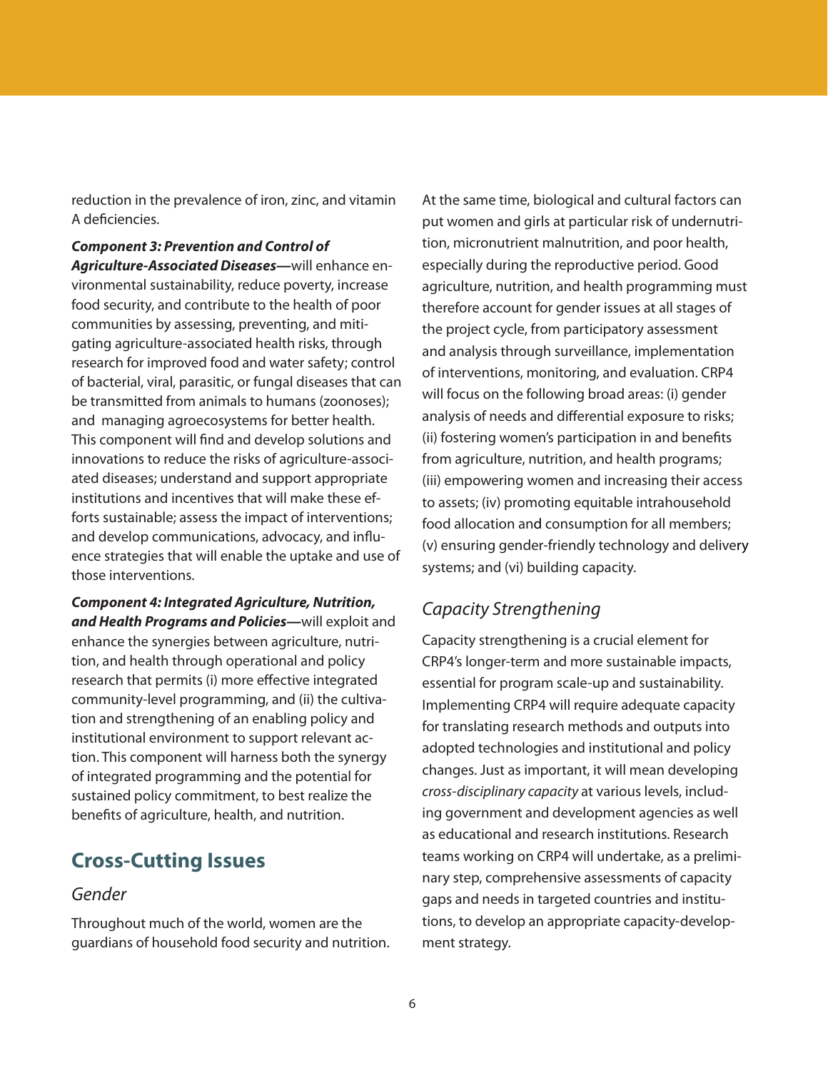reduction in the prevalence of iron, zinc, and vitamin A deficiencies.

***Component 3: Prevention and Control of Agriculture-Associated Diseases—***will enhance environmental sustainability, reduce poverty, increase food security, and contribute to the health of poor communities by assessing, preventing, and mitigating agriculture-associated health risks, through research for improved food and water safety; control of bacterial, viral, parasitic, or fungal diseases that can be transmitted from animals to humans (zoonoses); and managing agroecosystems for better health. This component will find and develop solutions and innovations to reduce the risks of agriculture-associated diseases; understand and support appropriate institutions and incentives that will make these efforts sustainable; assess the impact of interventions; and develop communications, advocacy, and influence strategies that will enable the uptake and use of those interventions.

***Component 4: Integrated Agriculture, Nutrition, and Health Programs and Policies—***will exploit and enhance the synergies between agriculture, nutrition, and health through operational and policy research that permits (i) more effective integrated community-level programming, and (ii) the cultivation and strengthening of an enabling policy and institutional environment to support relevant action. This component will harness both the synergy of integrated programming and the potential for sustained policy commitment, to best realize the benefits of agriculture, health, and nutrition.

## Cross-Cutting Issues

### *Gender*

Throughout much of the world, women are the guardians of household food security and nutrition. At the same time, biological and cultural factors can put women and girls at particular risk of undernutrition, micronutrient malnutrition, and poor health, especially during the reproductive period. Good agriculture, nutrition, and health programming must therefore account for gender issues at all stages of the project cycle, from participatory assessment and analysis through surveillance, implementation of interventions, monitoring, and evaluation. CRP4 will focus on the following broad areas: (i) gender analysis of needs and differential exposure to risks; (ii) fostering women's participation in and benefits from agriculture, nutrition, and health programs; (iii) empowering women and increasing their access to assets; (iv) promoting equitable intrahousehold food allocation and consumption for all members; (v) ensuring gender-friendly technology and delivery systems; and (vi) building capacity.

### *Capacity Strengthening*

Capacity strengthening is a crucial element for CRP4's longer-term and more sustainable impacts, essential for program scale-up and sustainability. Implementing CRP4 will require adequate capacity for translating research methods and outputs into adopted technologies and institutional and policy changes. Just as important, it will mean developing *cross-disciplinary capacity* at various levels, including government and development agencies as well as educational and research institutions. Research teams working on CRP4 will undertake, as a preliminary step, comprehensive assessments of capacity gaps and needs in targeted countries and institutions, to develop an appropriate capacity-development strategy.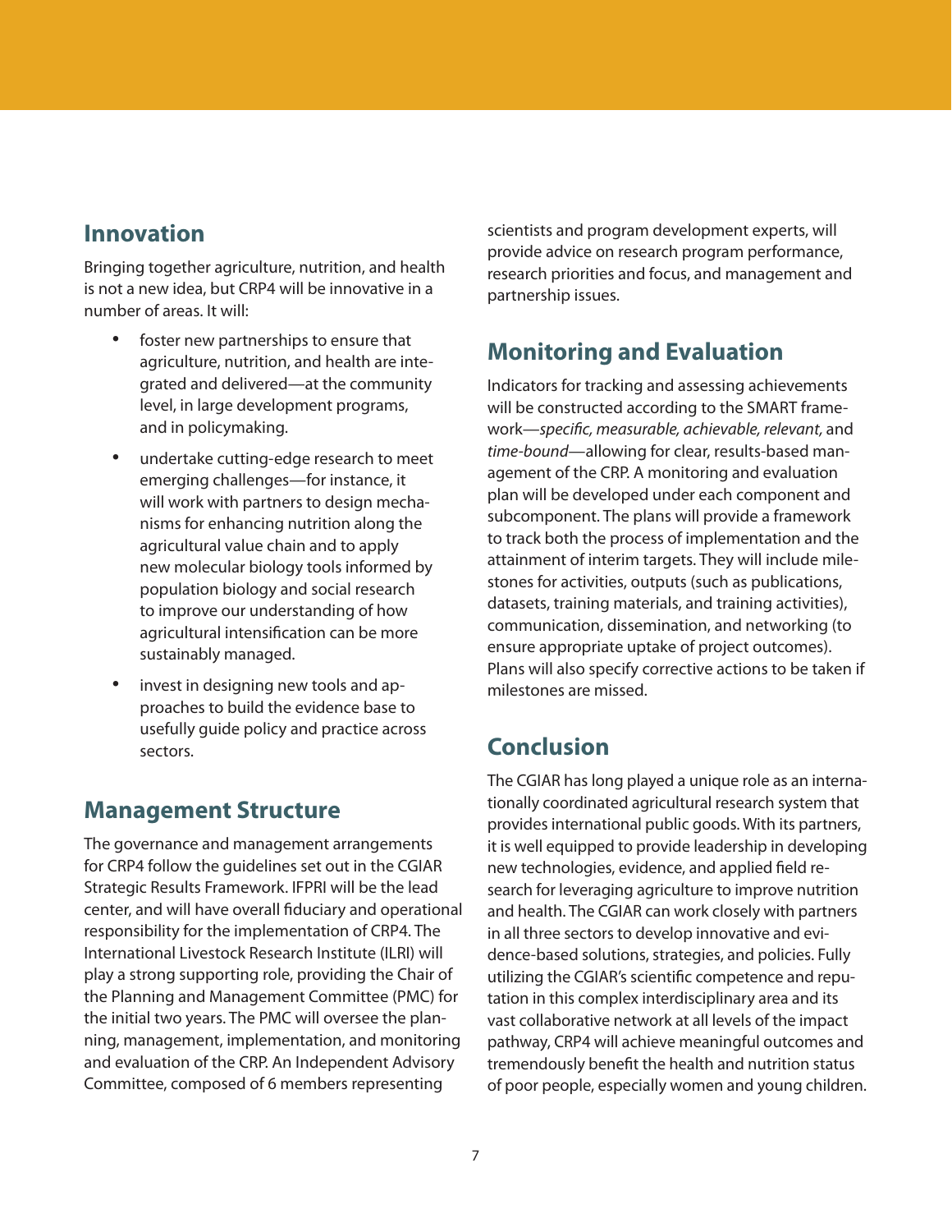## Innovation

Bringing together agriculture, nutrition, and health is not a new idea, but CRP4 will be innovative in a number of areas. It will:

- foster new partnerships to ensure that agriculture, nutrition, and health are integrated and delivered—at the community level, in large development programs, and in policymaking.
- undertake cutting-edge research to meet emerging challenges—for instance, it will work with partners to design mechanisms for enhancing nutrition along the agricultural value chain and to apply new molecular biology tools informed by population biology and social research to improve our understanding of how agricultural intensification can be more sustainably managed.
- invest in designing new tools and approaches to build the evidence base to usefully guide policy and practice across sectors.

## Management Structure

The governance and management arrangements for CRP4 follow the guidelines set out in the CGIAR Strategic Results Framework. IFPRI will be the lead center, and will have overall fiduciary and operational responsibility for the implementation of CRP4. The International Livestock Research Institute (ILRI) will play a strong supporting role, providing the Chair of the Planning and Management Committee (PMC) for the initial two years. The PMC will oversee the planning, management, implementation, and monitoring and evaluation of the CRP. An Independent Advisory Committee, composed of 6 members representing scientists and program development experts, will provide advice on research program performance, research priorities and focus, and management and partnership issues.

## Monitoring and Evaluation

Indicators for tracking and assessing achievements will be constructed according to the SMART framework—*specific, measurable, achievable, relevant,* and *time-bound*—allowing for clear, results-based management of the CRP. A monitoring and evaluation plan will be developed under each component and subcomponent. The plans will provide a framework to track both the process of implementation and the attainment of interim targets. They will include milestones for activities, outputs (such as publications, datasets, training materials, and training activities), communication, dissemination, and networking (to ensure appropriate uptake of project outcomes). Plans will also specify corrective actions to be taken if milestones are missed.

## Conclusion

The CGIAR has long played a unique role as an internationally coordinated agricultural research system that provides international public goods. With its partners, it is well equipped to provide leadership in developing new technologies, evidence, and applied field research for leveraging agriculture to improve nutrition and health. The CGIAR can work closely with partners in all three sectors to develop innovative and evidence-based solutions, strategies, and policies. Fully utilizing the CGIAR's scientific competence and reputation in this complex interdisciplinary area and its vast collaborative network at all levels of the impact pathway, CRP4 will achieve meaningful outcomes and tremendously benefit the health and nutrition status of poor people, especially women and young children.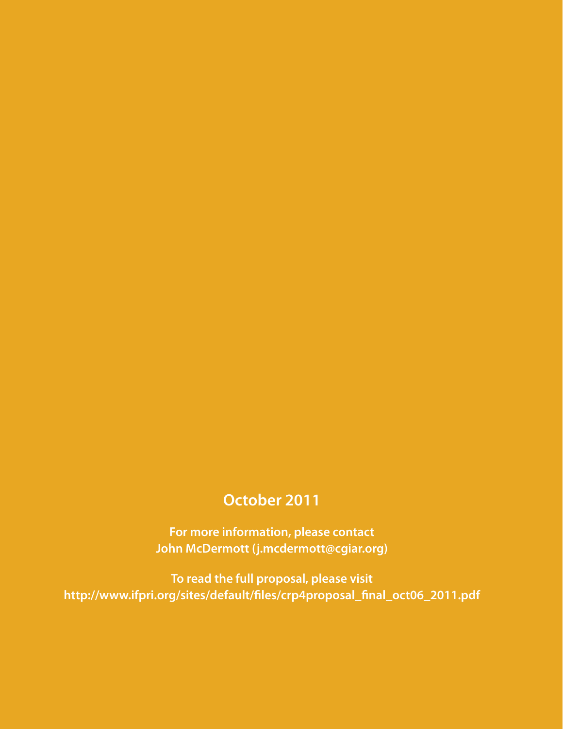**October 2011**

**For more information, please contact**
**John McDermott (j.mcdermott@cgiar.org)**

**To read the full proposal, please visit**
**http://www.ifpri.org/sites/default/files/crp4proposal_final_oct06_2011.pdf**